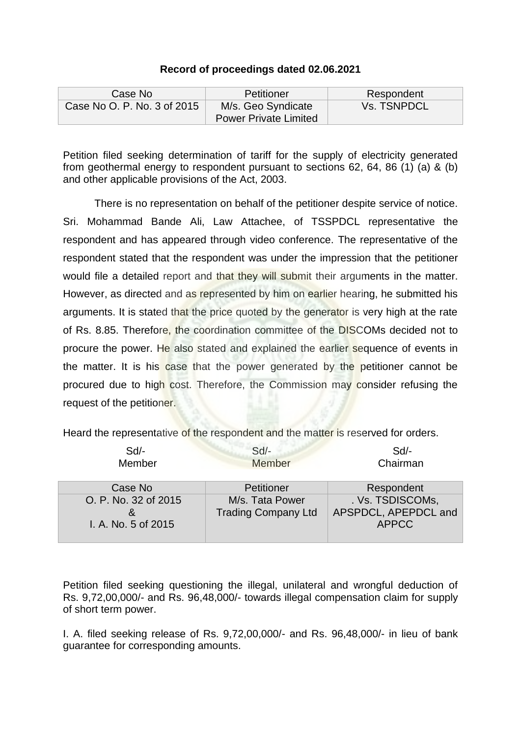**Record of proceedings dated 02.06.2021**

| Case No | Petitioner | Respondent |
|---|---|---|
| Case No O. P. No. 3 of 2015 | M/s. Geo Syndicate Power Private Limited | Vs. TSNPDCL |

Petition filed seeking determination of tariff for the supply of electricity generated from geothermal energy to respondent pursuant to sections 62, 64, 86 (1) (a) & (b) and other applicable provisions of the Act, 2003.

There is no representation on behalf of the petitioner despite service of notice. Sri. Mohammad Bande Ali, Law Attachee, of TSSPDCL representative the respondent and has appeared through video conference. The representative of the respondent stated that the respondent was under the impression that the petitioner would file a detailed report and that they will submit their arguments in the matter. However, as directed and as represented by him on earlier hearing, he submitted his arguments. It is stated that the price quoted by the generator is very high at the rate of Rs. 8.85. Therefore, the coordination committee of the DISCOMs decided not to procure the power. He also stated and explained the earlier sequence of events in the matter. It is his case that the power generated by the petitioner cannot be procured due to high cost. Therefore, the Commission may consider refusing the request of the petitioner.

Heard the representative of the respondent and the matter is reserved for orders.

| Sd/- | Sd/- | Sd/- |
|---|---|---|
| Member | Member | Chairman |

| Case No | Petitioner | Respondent |
|---|---|---|
| O. P. No. 32 of 2015 & I. A. No. 5 of 2015 | M/s. Tata Power Trading Company Ltd | . Vs. TSDISCOMs, APSPDCL, APEPDCL and APPCC |

Petition filed seeking questioning the illegal, unilateral and wrongful deduction of Rs. 9,72,00,000/- and Rs. 96,48,000/- towards illegal compensation claim for supply of short term power.

I. A. filed seeking release of Rs. 9,72,00,000/- and Rs. 96,48,000/- in lieu of bank guarantee for corresponding amounts.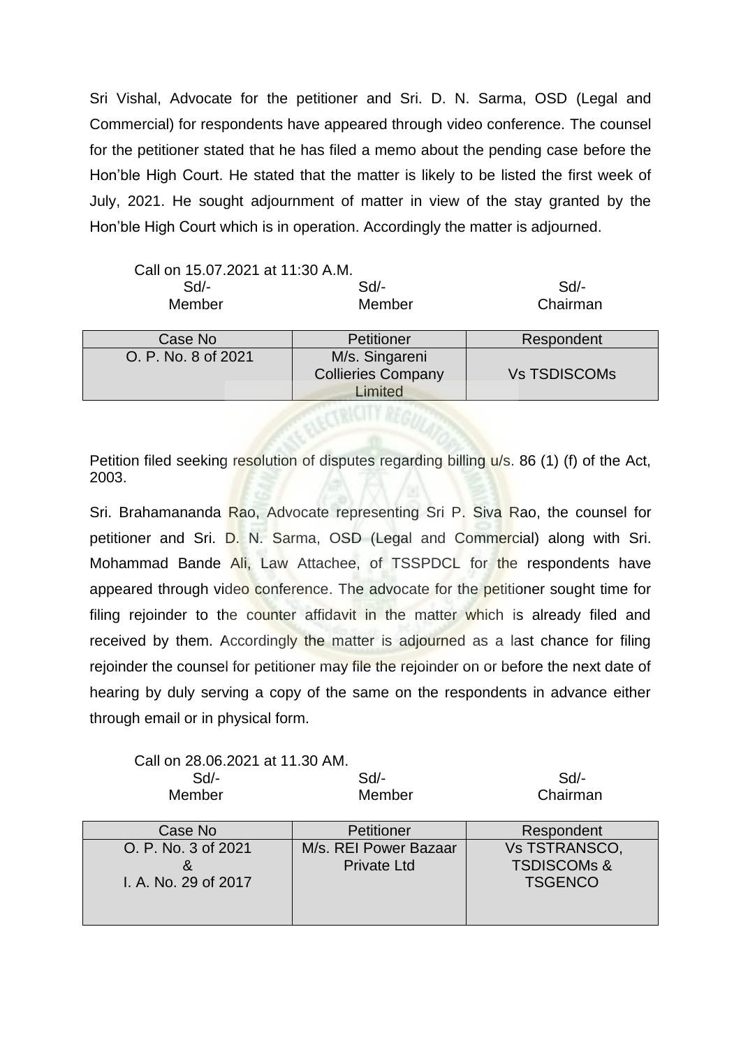Sri Vishal, Advocate for the petitioner and Sri. D. N. Sarma, OSD (Legal and Commercial) for respondents have appeared through video conference. The counsel for the petitioner stated that he has filed a memo about the pending case before the Hon'ble High Court. He stated that the matter is likely to be listed the first week of July, 2021. He sought adjournment of matter in view of the stay granted by the Hon'ble High Court which is in operation. Accordingly the matter is adjourned.

Call on 15.07.2021 at 11:30 A.M.

| Sd/- | Sd/- | Sd/- |
|---|---|---|
| Member | Member | Chairman |

| Case No | Petitioner | Respondent |
|---|---|---|
| O. P. No. 8 of 2021 | M/s. Singareni Collieries Company Limited | Vs TSDISCOMs |

Petition filed seeking resolution of disputes regarding billing u/s. 86 (1) (f) of the Act, 2003.

Sri. Brahamananda Rao, Advocate representing Sri P. Siva Rao, the counsel for petitioner and Sri. D. N. Sarma, OSD (Legal and Commercial) along with Sri. Mohammad Bande Ali, Law Attachee, of TSSPDCL for the respondents have appeared through video conference. The advocate for the petitioner sought time for filing rejoinder to the counter affidavit in the matter which is already filed and received by them. Accordingly the matter is adjourned as a last chance for filing rejoinder the counsel for petitioner may file the rejoinder on or before the next date of hearing by duly serving a copy of the same on the respondents in advance either through email or in physical form.

Call on 28.06.2021 at 11.30 AM.

| Sd/- | Sd/- | Sd/- |
|---|---|---|
| Member | Member | Chairman |

| Case No | Petitioner | Respondent |
|---|---|---|
| O. P. No. 3 of 2021 & I. A. No. 29 of 2017 | M/s. REI Power Bazaar Private Ltd | Vs TSTRANSCO, TSDISCOMs & TSGENCO |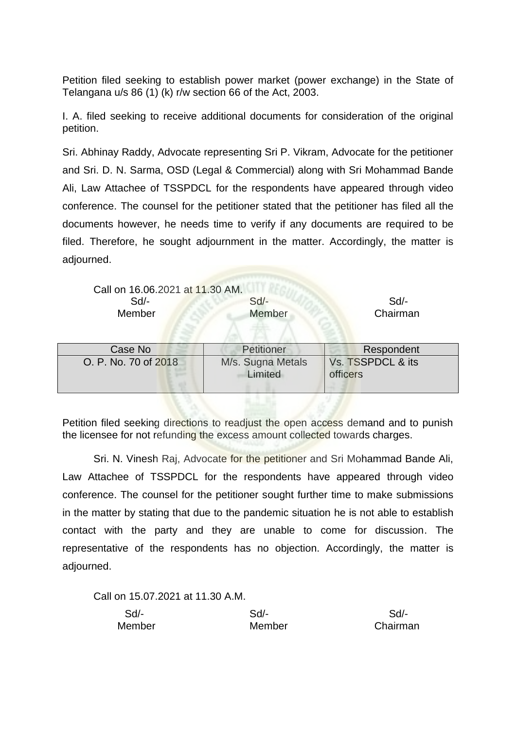Petition filed seeking to establish power market (power exchange) in the State of Telangana u/s 86 (1) (k) r/w section 66 of the Act, 2003.

I. A. filed seeking to receive additional documents for consideration of the original petition.

Sri. Abhinay Raddy, Advocate representing Sri P. Vikram, Advocate for the petitioner and Sri. D. N. Sarma, OSD (Legal & Commercial) along with Sri Mohammad Bande Ali, Law Attachee of TSSPDCL for the respondents have appeared through video conference. The counsel for the petitioner stated that the petitioner has filed all the documents however, he needs time to verify if any documents are required to be filed. Therefore, he sought adjournment in the matter. Accordingly, the matter is adjourned.

Call on 16.06.2021 at 11.30 AM.

| Sd/- | Sd/- | Sd/- |
|---|---|---|
| Member | Member | Chairman |

| Case No | Petitioner | Respondent |
|---|---|---|
| O. P. No. 70 of 2018 | M/s. Sugna Metals Limited | Vs. TSSPDCL & its officers |

Petition filed seeking directions to readjust the open access demand and to punish the licensee for not refunding the excess amount collected towards charges.

Sri. N. Vinesh Raj, Advocate for the petitioner and Sri Mohammad Bande Ali, Law Attachee of TSSPDCL for the respondents have appeared through video conference. The counsel for the petitioner sought further time to make submissions in the matter by stating that due to the pandemic situation he is not able to establish contact with the party and they are unable to come for discussion. The representative of the respondents has no objection. Accordingly, the matter is adjourned.

Call on 15.07.2021 at 11.30 A.M.

| Sd/- | Sd/- | Sd/- |
|---|---|---|
| Member | Member | Chairman |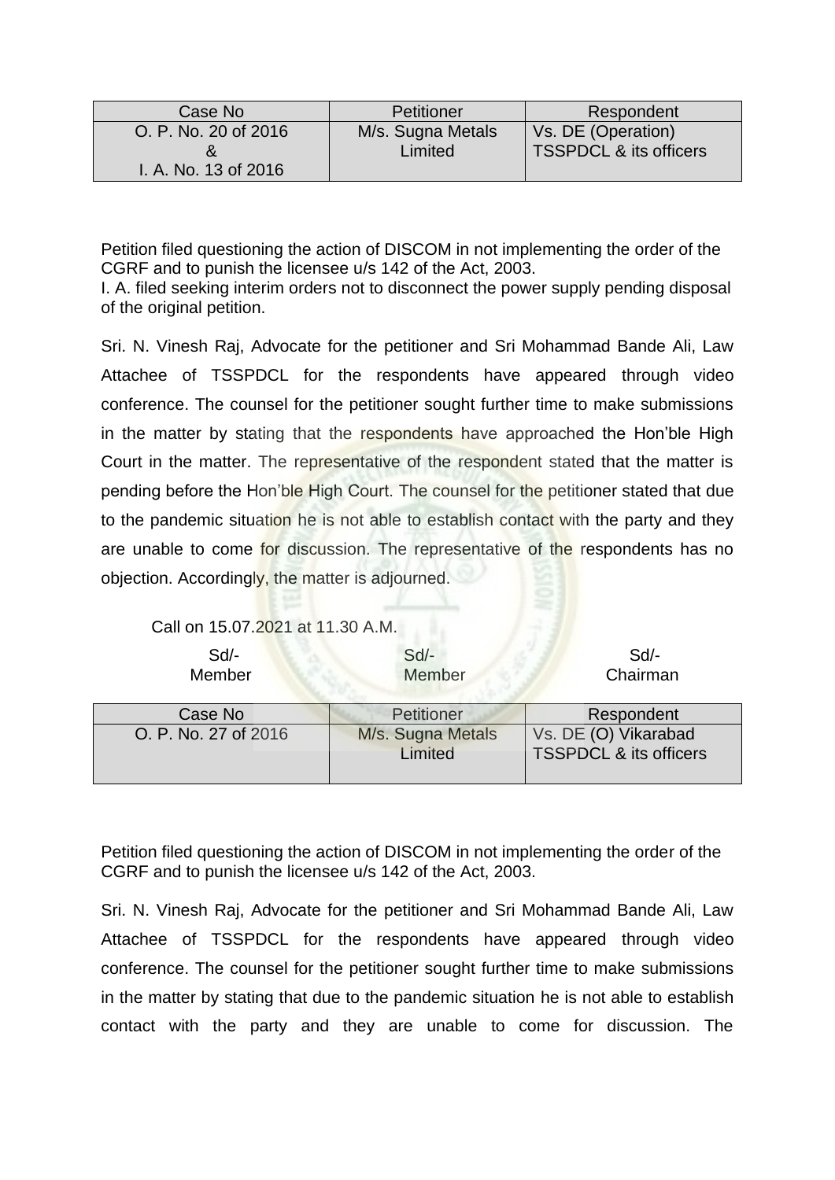| Case No | Petitioner | Respondent |
|---|---|---|
| O. P. No. 20 of 2016 & I. A. No. 13 of 2016 | M/s. Sugna Metals Limited | Vs. DE (Operation) TSSPDCL & its officers |

Petition filed questioning the action of DISCOM in not implementing the order of the CGRF and to punish the licensee u/s 142 of the Act, 2003.
I. A. filed seeking interim orders not to disconnect the power supply pending disposal of the original petition.

Sri. N. Vinesh Raj, Advocate for the petitioner and Sri Mohammad Bande Ali, Law Attachee of TSSPDCL for the respondents have appeared through video conference. The counsel for the petitioner sought further time to make submissions in the matter by stating that the respondents have approached the Hon'ble High Court in the matter. The representative of the respondent stated that the matter is pending before the Hon'ble High Court. The counsel for the petitioner stated that due to the pandemic situation he is not able to establish contact with the party and they are unable to come for discussion. The representative of the respondents has no objection. Accordingly, the matter is adjourned.

Call on 15.07.2021 at 11.30 A.M.

| Sd/- Member | Sd/- Member | Sd/- Chairman |
|---|---|---|

| Case No | Petitioner | Respondent |
|---|---|---|
| O. P. No. 27 of 2016 | M/s. Sugna Metals Limited | Vs. DE (O) Vikarabad TSSPDCL & its officers |

Petition filed questioning the action of DISCOM in not implementing the order of the CGRF and to punish the licensee u/s 142 of the Act, 2003.

Sri. N. Vinesh Raj, Advocate for the petitioner and Sri Mohammad Bande Ali, Law Attachee of TSSPDCL for the respondents have appeared through video conference. The counsel for the petitioner sought further time to make submissions in the matter by stating that due to the pandemic situation he is not able to establish contact with the party and they are unable to come for discussion. The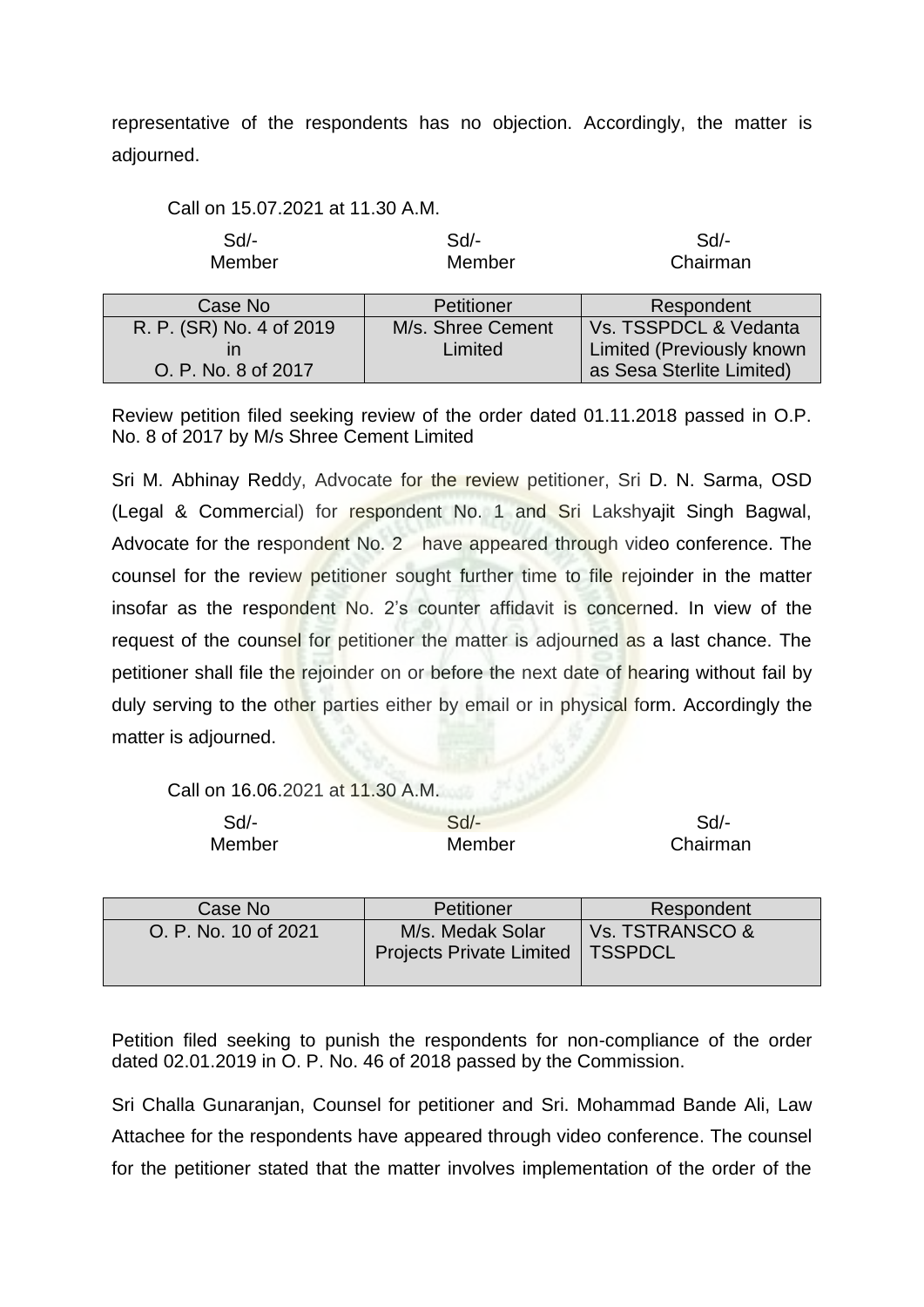representative of the respondents has no objection. Accordingly, the matter is adjourned.

Call on 15.07.2021 at 11.30 A.M.

| Sd/- | Sd/- | Sd/- |
|---|---|---|
| Member | Member | Chairman |

| Case No | Petitioner | Respondent |
|---|---|---|
| R. P. (SR) No. 4 of 2019 in O. P. No. 8 of 2017 | M/s. Shree Cement Limited | Vs. TSSPDCL & Vedanta Limited (Previously known as Sesa Sterlite Limited) |

Review petition filed seeking review of the order dated 01.11.2018 passed in O.P. No. 8 of 2017 by M/s Shree Cement Limited

Sri M. Abhinay Reddy, Advocate for the review petitioner, Sri D. N. Sarma, OSD (Legal & Commercial) for respondent No. 1 and Sri Lakshyajit Singh Bagwal, Advocate for the respondent No. 2 have appeared through video conference. The counsel for the review petitioner sought further time to file rejoinder in the matter insofar as the respondent No. 2's counter affidavit is concerned. In view of the request of the counsel for petitioner the matter is adjourned as a last chance. The petitioner shall file the rejoinder on or before the next date of hearing without fail by duly serving to the other parties either by email or in physical form. Accordingly the matter is adjourned.

Call on 16.06.2021 at 11.30 A.M.

| Sd/- | Sd/- | Sd/- |
|---|---|---|
| Member | Member | Chairman |

| Case No | Petitioner | Respondent |
|---|---|---|
| O. P. No. 10 of 2021 | M/s. Medak Solar Projects Private Limited | Vs. TSTRANSCO & TSSPDCL |

Petition filed seeking to punish the respondents for non-compliance of the order dated 02.01.2019 in O. P. No. 46 of 2018 passed by the Commission.

Sri Challa Gunaranjan, Counsel for petitioner and Sri. Mohammad Bande Ali, Law Attachee for the respondents have appeared through video conference. The counsel for the petitioner stated that the matter involves implementation of the order of the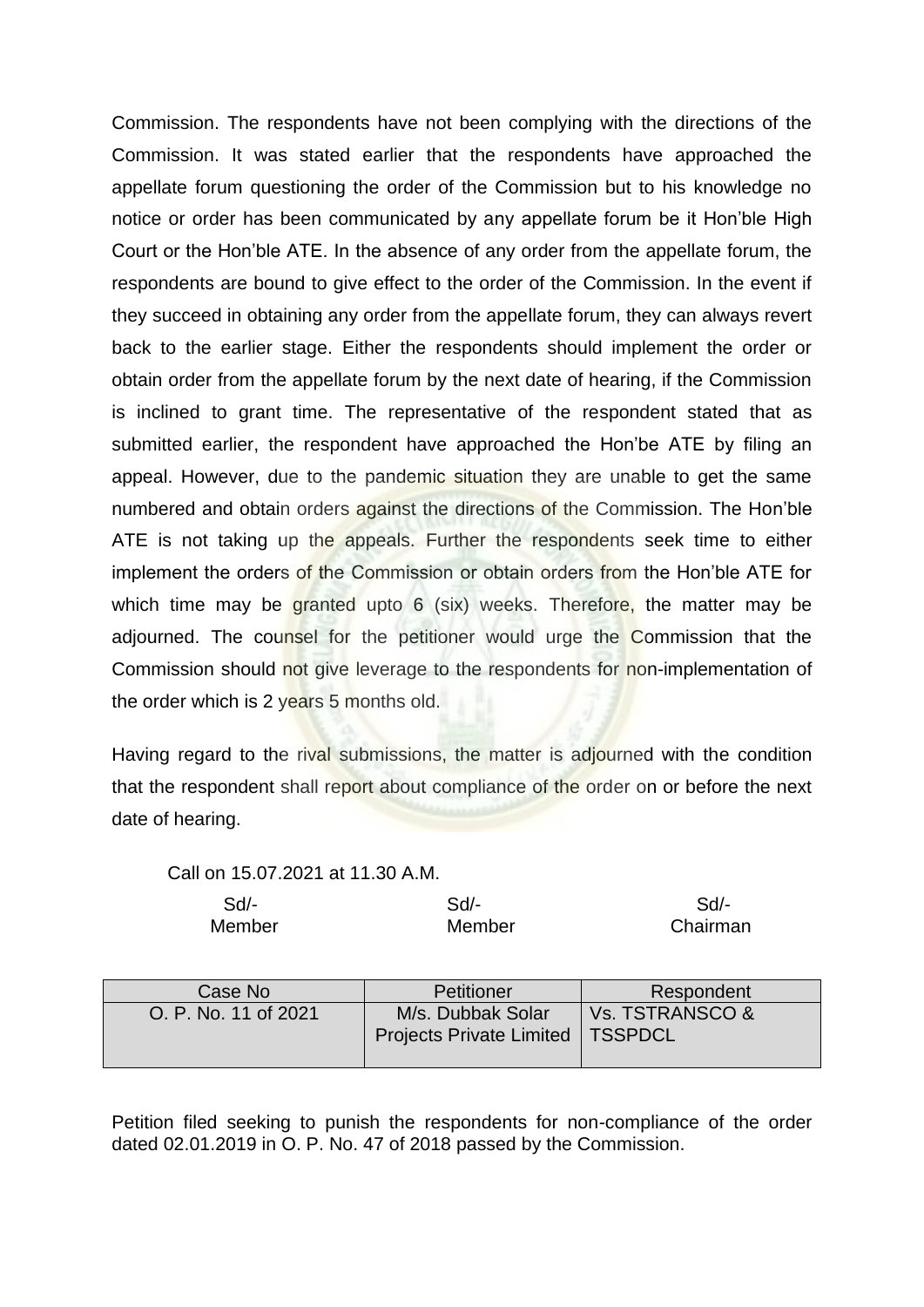Commission. The respondents have not been complying with the directions of the Commission. It was stated earlier that the respondents have approached the appellate forum questioning the order of the Commission but to his knowledge no notice or order has been communicated by any appellate forum be it Hon'ble High Court or the Hon'ble ATE. In the absence of any order from the appellate forum, the respondents are bound to give effect to the order of the Commission. In the event if they succeed in obtaining any order from the appellate forum, they can always revert back to the earlier stage. Either the respondents should implement the order or obtain order from the appellate forum by the next date of hearing, if the Commission is inclined to grant time. The representative of the respondent stated that as submitted earlier, the respondent have approached the Hon'be ATE by filing an appeal. However, due to the pandemic situation they are unable to get the same numbered and obtain orders against the directions of the Commission. The Hon'ble ATE is not taking up the appeals. Further the respondents seek time to either implement the orders of the Commission or obtain orders from the Hon'ble ATE for which time may be granted upto 6 (six) weeks. Therefore, the matter may be adjourned. The counsel for the petitioner would urge the Commission that the Commission should not give leverage to the respondents for non-implementation of the order which is 2 years 5 months old.

Having regard to the rival submissions, the matter is adjourned with the condition that the respondent shall report about compliance of the order on or before the next date of hearing.

Call on 15.07.2021 at 11.30 A.M.

| Sd/- | Sd/- | Sd/- |
|---|---|---|
| Member | Member | Chairman |

| Case No | Petitioner | Respondent |
|---|---|---|
| O. P. No. 11 of 2021 | M/s. Dubbak Solar Projects Private Limited | Vs. TSTRANSCO & TSSPDCL |

Petition filed seeking to punish the respondents for non-compliance of the order dated 02.01.2019 in O. P. No. 47 of 2018 passed by the Commission.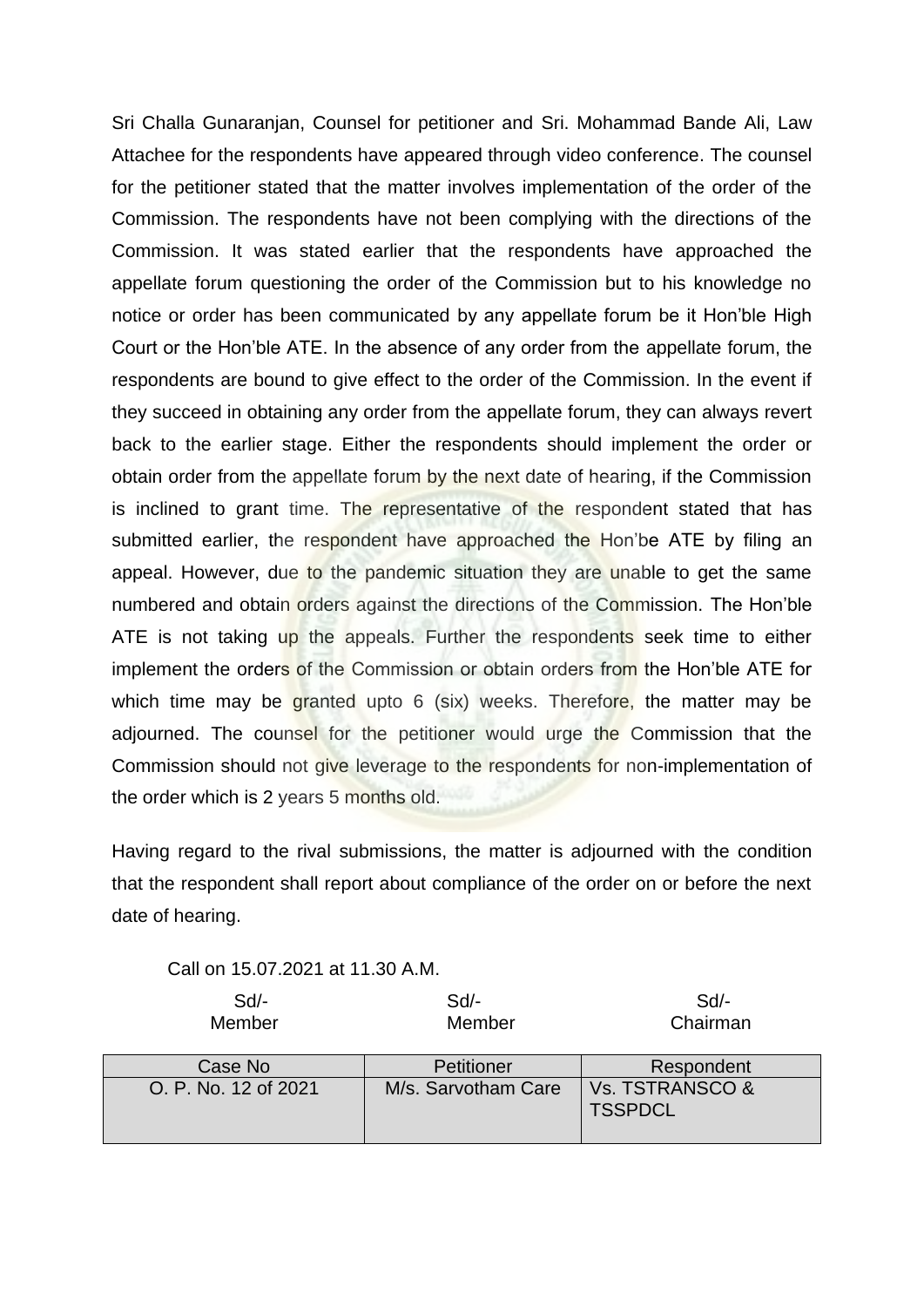Sri Challa Gunaranjan, Counsel for petitioner and Sri. Mohammad Bande Ali, Law Attachee for the respondents have appeared through video conference. The counsel for the petitioner stated that the matter involves implementation of the order of the Commission. The respondents have not been complying with the directions of the Commission. It was stated earlier that the respondents have approached the appellate forum questioning the order of the Commission but to his knowledge no notice or order has been communicated by any appellate forum be it Hon'ble High Court or the Hon'ble ATE. In the absence of any order from the appellate forum, the respondents are bound to give effect to the order of the Commission. In the event if they succeed in obtaining any order from the appellate forum, they can always revert back to the earlier stage. Either the respondents should implement the order or obtain order from the appellate forum by the next date of hearing, if the Commission is inclined to grant time. The representative of the respondent stated that has submitted earlier, the respondent have approached the Hon'be ATE by filing an appeal. However, due to the pandemic situation they are unable to get the same numbered and obtain orders against the directions of the Commission. The Hon'ble ATE is not taking up the appeals. Further the respondents seek time to either implement the orders of the Commission or obtain orders from the Hon'ble ATE for which time may be granted upto 6 (six) weeks. Therefore, the matter may be adjourned. The counsel for the petitioner would urge the Commission that the Commission should not give leverage to the respondents for non-implementation of the order which is 2 years 5 months old.

Having regard to the rival submissions, the matter is adjourned with the condition that the respondent shall report about compliance of the order on or before the next date of hearing.

Call on 15.07.2021 at 11.30 A.M.

| Sd/- Member | Sd/- Member | Sd/- Chairman |
|---|---|---|

| Case No | Petitioner | Respondent |
|---|---|---|
| O. P. No. 12 of 2021 | M/s. Sarvotham Care | Vs. TSTRANSCO & TSSPDCL |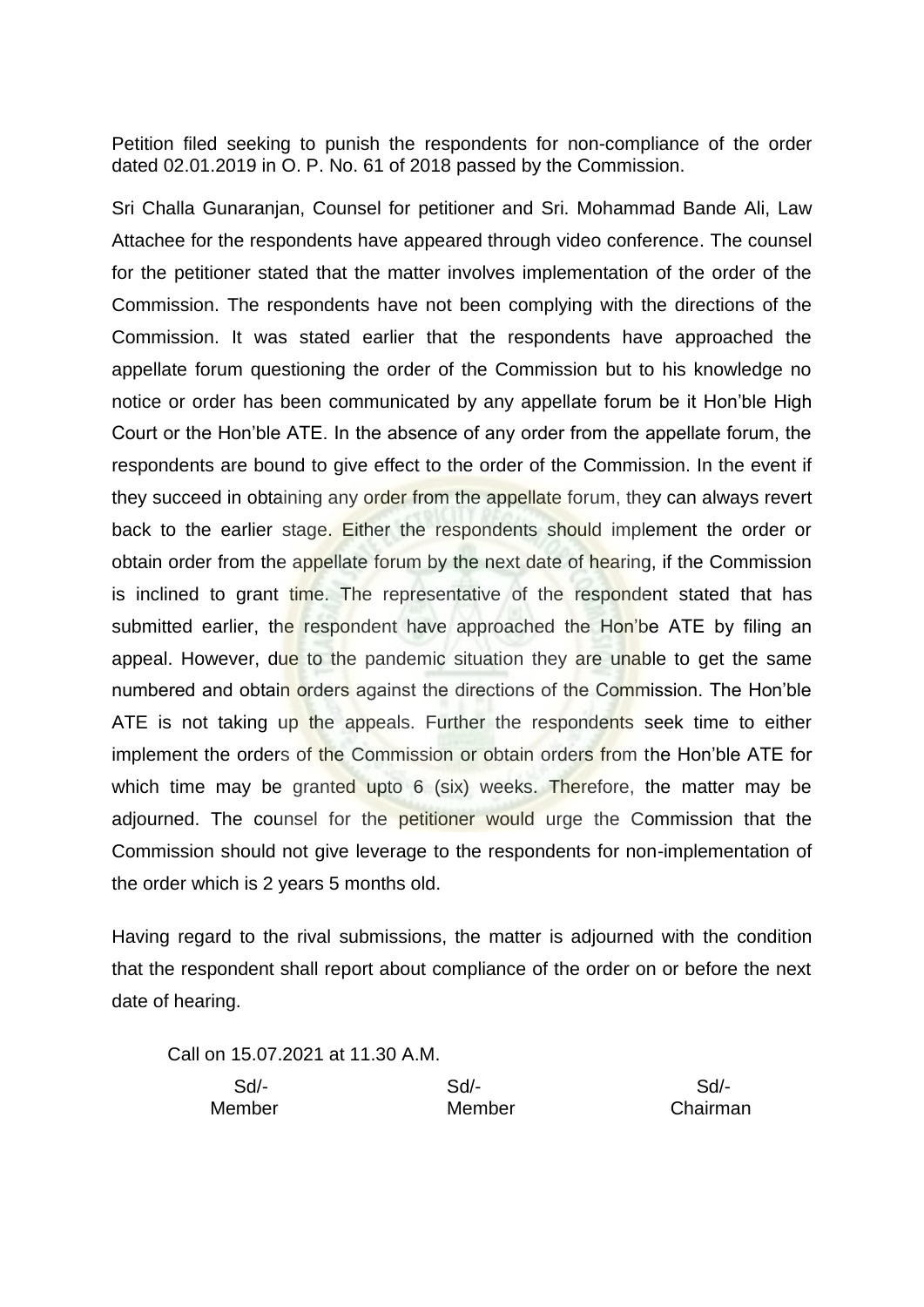Petition filed seeking to punish the respondents for non-compliance of the order dated 02.01.2019 in O. P. No. 61 of 2018 passed by the Commission.

Sri Challa Gunaranjan, Counsel for petitioner and Sri. Mohammad Bande Ali, Law Attachee for the respondents have appeared through video conference. The counsel for the petitioner stated that the matter involves implementation of the order of the Commission. The respondents have not been complying with the directions of the Commission. It was stated earlier that the respondents have approached the appellate forum questioning the order of the Commission but to his knowledge no notice or order has been communicated by any appellate forum be it Hon'ble High Court or the Hon'ble ATE. In the absence of any order from the appellate forum, the respondents are bound to give effect to the order of the Commission. In the event if they succeed in obtaining any order from the appellate forum, they can always revert back to the earlier stage. Either the respondents should implement the order or obtain order from the appellate forum by the next date of hearing, if the Commission is inclined to grant time. The representative of the respondent stated that has submitted earlier, the respondent have approached the Hon'be ATE by filing an appeal. However, due to the pandemic situation they are unable to get the same numbered and obtain orders against the directions of the Commission. The Hon'ble ATE is not taking up the appeals. Further the respondents seek time to either implement the orders of the Commission or obtain orders from the Hon'ble ATE for which time may be granted upto 6 (six) weeks. Therefore, the matter may be adjourned. The counsel for the petitioner would urge the Commission that the Commission should not give leverage to the respondents for non-implementation of the order which is 2 years 5 months old.

Having regard to the rival submissions, the matter is adjourned with the condition that the respondent shall report about compliance of the order on or before the next date of hearing.

Call on 15.07.2021 at 11.30 A.M.

| Sd/- | Sd/- | Sd/- |
| --- | --- | --- |
| Member | Member | Chairman |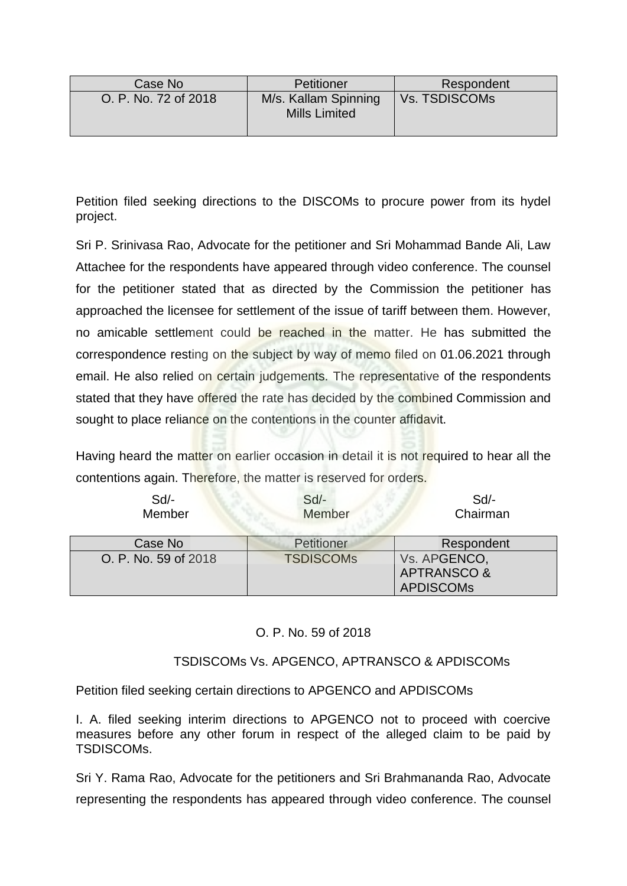| Case No | Petitioner | Respondent |
|---|---|---|
| O. P. No. 72 of 2018 | M/s. Kallam Spinning Mills Limited | Vs. TSDISCOMs |

Petition filed seeking directions to the DISCOMs to procure power from its hydel project.

Sri P. Srinivasa Rao, Advocate for the petitioner and Sri Mohammad Bande Ali, Law Attachee for the respondents have appeared through video conference. The counsel for the petitioner stated that as directed by the Commission the petitioner has approached the licensee for settlement of the issue of tariff between them. However, no amicable settlement could be reached in the matter. He has submitted the correspondence resting on the subject by way of memo filed on 01.06.2021 through email. He also relied on certain judgements. The representative of the respondents stated that they have offered the rate has decided by the combined Commission and sought to place reliance on the contentions in the counter affidavit.

Having heard the matter on earlier occasion in detail it is not required to hear all the contentions again. Therefore, the matter is reserved for orders.

| Sd/- | Sd/- | Sd/- |
|---|---|---|
| Member | Member | Chairman |

| Case No | Petitioner | Respondent |
|---|---|---|
| O. P. No. 59 of 2018 | TSDISCOMs | Vs. APGENCO, APTRANSCO & APDISCOMs |

O. P. No. 59 of 2018

TSDISCOMs Vs. APGENCO, APTRANSCO & APDISCOMs

Petition filed seeking certain directions to APGENCO and APDISCOMs

I. A. filed seeking interim directions to APGENCO not to proceed with coercive measures before any other forum in respect of the alleged claim to be paid by TSDISCOMs.

Sri Y. Rama Rao, Advocate for the petitioners and Sri Brahmananda Rao, Advocate representing the respondents has appeared through video conference. The counsel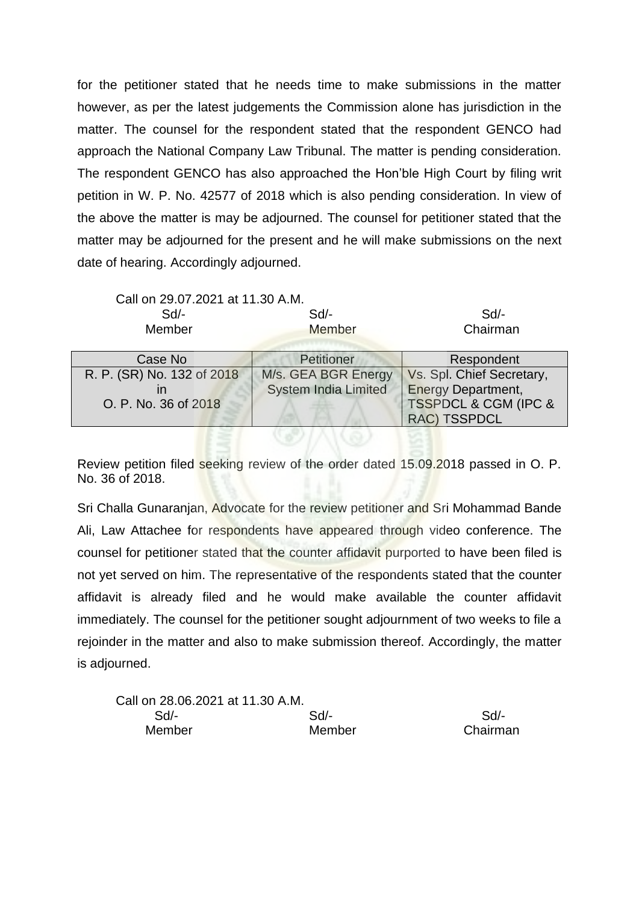for the petitioner stated that he needs time to make submissions in the matter however, as per the latest judgements the Commission alone has jurisdiction in the matter. The counsel for the respondent stated that the respondent GENCO had approach the National Company Law Tribunal. The matter is pending consideration. The respondent GENCO has also approached the Hon'ble High Court by filing writ petition in W. P. No. 42577 of 2018 which is also pending consideration. In view of the above the matter is may be adjourned. The counsel for petitioner stated that the matter may be adjourned for the present and he will make submissions on the next date of hearing. Accordingly adjourned.

Call on 29.07.2021 at 11.30 A.M.

| Sd/- | Sd/- | Sd/- |
|---|---|---|
| Member | Member | Chairman |

| Case No | Petitioner | Respondent |
|---|---|---|
| R. P. (SR) No. 132 of 2018 in O. P. No. 36 of 2018 | M/s. GEA BGR Energy System India Limited | Vs. Spl. Chief Secretary, Energy Department, TSSPDCL & CGM (IPC & RAC) TSSPDCL |

Review petition filed seeking review of the order dated 15.09.2018 passed in O. P. No. 36 of 2018.

Sri Challa Gunaranjan, Advocate for the review petitioner and Sri Mohammad Bande Ali, Law Attachee for respondents have appeared through video conference. The counsel for petitioner stated that the counter affidavit purported to have been filed is not yet served on him. The representative of the respondents stated that the counter affidavit is already filed and he would make available the counter affidavit immediately. The counsel for the petitioner sought adjournment of two weeks to file a rejoinder in the matter and also to make submission thereof. Accordingly, the matter is adjourned.

Call on 28.06.2021 at 11.30 A.M.

| Sd/- | Sd/- | Sd/- |
|---|---|---|
| Member | Member | Chairman |